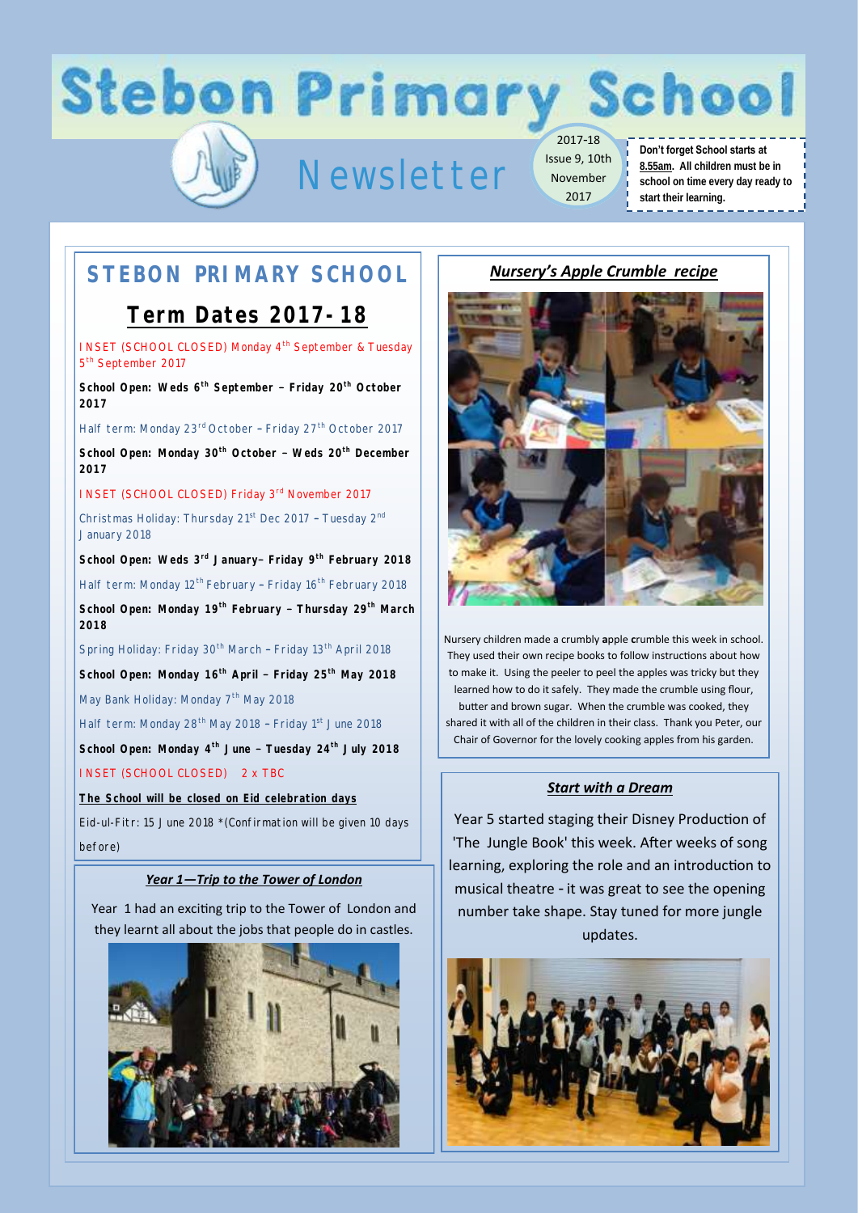# Stebon Primary School

## Newsletter

2017-18
Issue 9, 10th November 2017

**Don't forget School starts at 8.55am. All children must be in school on time every day ready to start their learning.**

## STEBON PRIMARY SCHOOL

### Term Dates 2017-18

INSET (SCHOOL CLOSED) Monday 4th September & Tuesday 5th September 2017

**School Open: Weds 6th September – Friday 20th October 2017**

Half term: Monday 23rd October – Friday 27th October 2017

**School Open: Monday 30th October – Weds 20th December 2017**

INSET (SCHOOL CLOSED) Friday 3rd November 2017

Christmas Holiday: Thursday 21st Dec 2017 – Tuesday 2nd January 2018

**School Open: Weds 3rd January– Friday 9th February 2018**

Half term: Monday 12th February – Friday 16th February 2018

**School Open: Monday 19th February – Thursday 29th March 2018**

Spring Holiday: Friday 30th March – Friday 13th April 2018

**School Open: Monday 16th April – Friday 25th May 2018**

May Bank Holiday: Monday 7th May 2018

Half term: Monday 28th May 2018 – Friday 1st June 2018

**School Open: Monday 4th June – Tuesday 24th July 2018**

INSET (SCHOOL CLOSED) 2 x TBC

**The School will be closed on Eid celebration days**

Eid-ul-Fitr: 15 June 2018 \*(Confirmation will be given 10 days before)

### *Year 1—Trip to the Tower of London*

Year 1 had an exciting trip to the Tower of London and they learnt all about the jobs that people do in castles.

### *Nursery's Apple Crumble recipe*

Nursery children made a crumbly **a**pple **c**rumble this week in school. They used their own recipe books to follow instructions about how to make it. Using the peeler to peel the apples was tricky but they learned how to do it safely. They made the crumble using flour, butter and brown sugar. When the crumble was cooked, they shared it with all of the children in their class. Thank you Peter, our Chair of Governor for the lovely cooking apples from his garden.

### *Start with a Dream*

Year 5 started staging their Disney Production of 'The Jungle Book' this week. After weeks of song learning, exploring the role and an introduction to musical theatre - it was great to see the opening number take shape. Stay tuned for more jungle updates.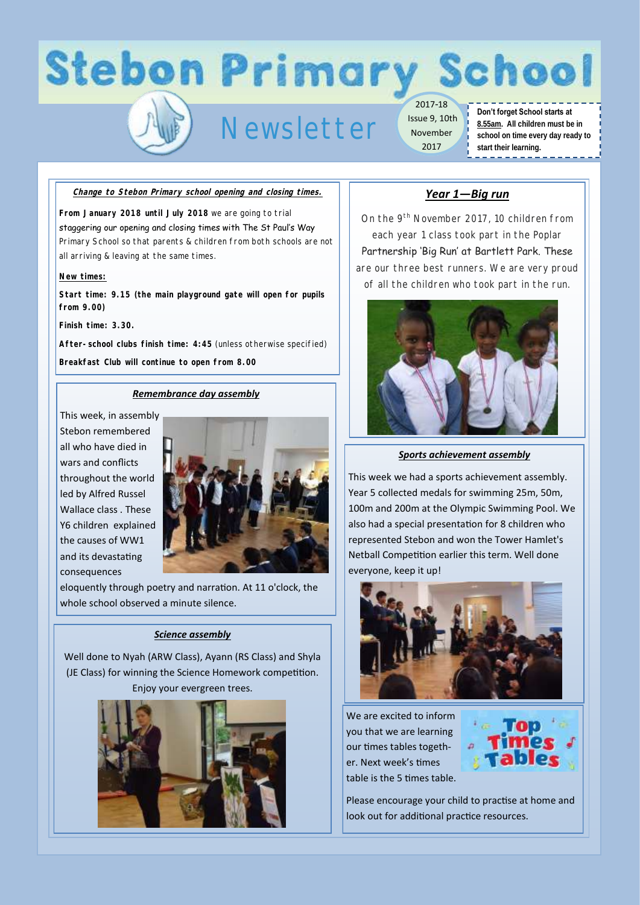# Stebon Primary School

## Newsletter

2017-18 Issue 9, 10th November 2017

**Don't forget School starts at 8.55am. All children must be in school on time every day ready to start their learning.**

### *Change to Stebon Primary school opening and closing times.*

**From January 2018 until July 2018** we are going to trial staggering our opening and closing times with The St Paul's Way Primary School so that parents & children from both schools are not all arriving & leaving at the same times.

**New times:**

**Start time: 9.15 (the main playground gate will open for pupils from 9.00)**

**Finish time: 3.30.**

**After-school clubs finish time: 4:45** (unless otherwise specified)

**Breakfast Club will continue to open from 8.00**

### *Remembrance day assembly*

This week, in assembly Stebon remembered all who have died in wars and conflicts throughout the world led by Alfred Russel Wallace class . These Y6 children explained the causes of WW1 and its devastating consequences eloquently through poetry and narration. At 11 o'clock, the whole school observed a minute silence.

### *Science assembly*

Well done to Nyah (ARW Class), Ayann (RS Class) and Shyla (JE Class) for winning the Science Homework competition. Enjoy your evergreen trees.

### *Year 1—Big run*

On the 9th November 2017, 10 children from each year 1 class took part in the Poplar Partnership 'Big Run' at Bartlett Park. These are our three best runners. We are very proud of all the children who took part in the run.

### *Sports achievement assembly*

This week we had a sports achievement assembly. Year 5 collected medals for swimming 25m, 50m, 100m and 200m at the Olympic Swimming Pool. We also had a special presentation for 8 children who represented Stebon and won the Tower Hamlet's Netball Competition earlier this term. Well done everyone, keep it up!

### Top Times Tables

We are excited to inform you that we are learning our times tables together. Next week's times table is the 5 times table.

Please encourage your child to practise at home and look out for additional practice resources.